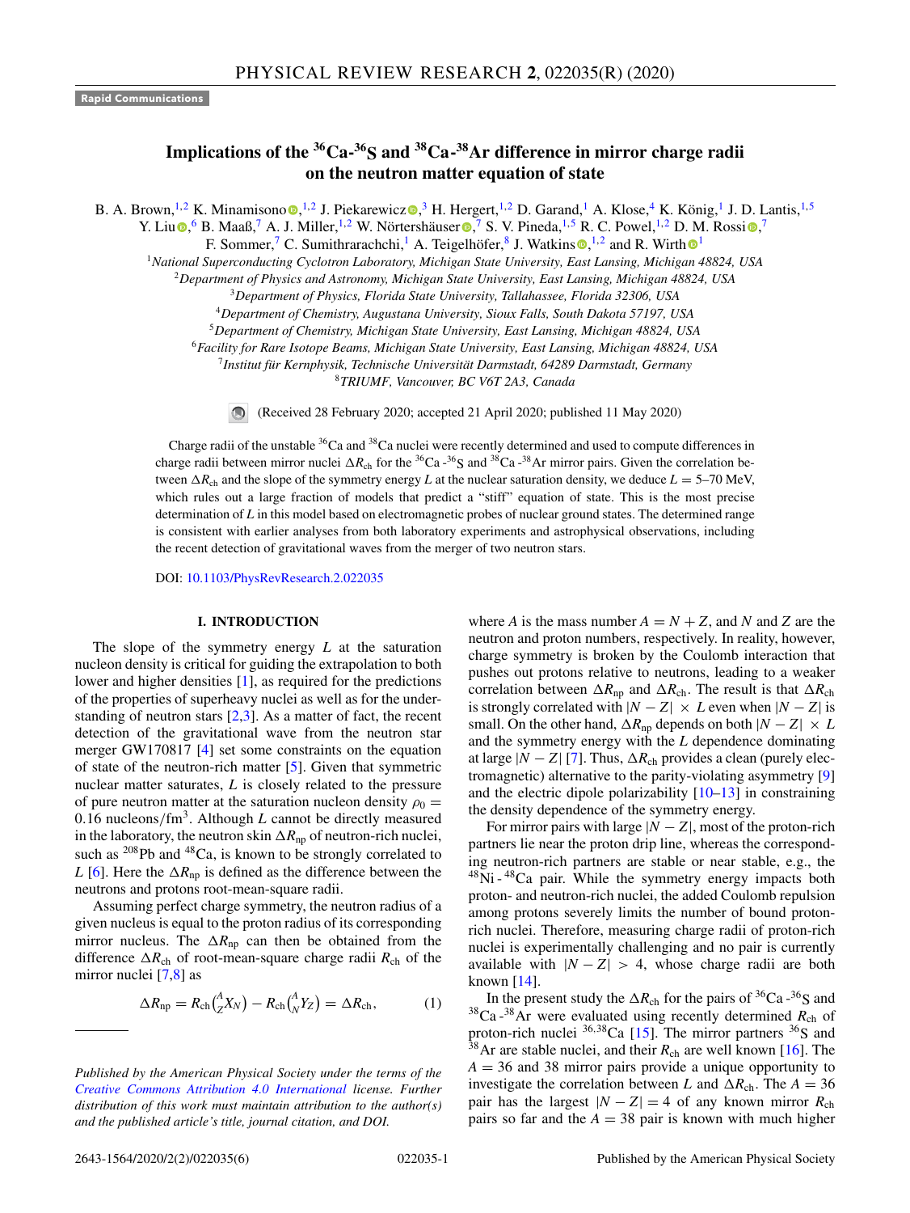Rapid Communications

# Implications of the $^{36}$Ca-$^{36}$S and $^{38}$Ca-$^{38}$Ar difference in mirror charge radii on the neutron matter equation of state

B. A. Brown,[1,2] K. Minamisono,[1,2] J. Piekarewicz,[3] H. Hergert,[1,2] D. Garand,[1] A. Klose,[4] K. König,[1] J. D. Lantis,[1,5] Y. Liu,[6] B. Maaß,[7] A. J. Miller,[1,2] W. Nörtershäuser,[7] S. V. Pineda,[1,5] R. C. Powel,[1,2] D. M. Rossi,[7] F. Sommer,[7] C. Sumithrarachchi,[1] A. Teigelhöfer,[8] J. Watkins,[1,2] and R. Wirth[1]

[1]*National Superconducting Cyclotron Laboratory, Michigan State University, East Lansing, Michigan 48824, USA*
[2]*Department of Physics and Astronomy, Michigan State University, East Lansing, Michigan 48824, USA*
[3]*Department of Physics, Florida State University, Tallahassee, Florida 32306, USA*
[4]*Department of Chemistry, Augustana University, Sioux Falls, South Dakota 57197, USA*
[5]*Department of Chemistry, Michigan State University, East Lansing, Michigan 48824, USA*
[6]*Facility for Rare Isotope Beams, Michigan State University, East Lansing, Michigan 48824, USA*
[7]*Institut für Kernphysik, Technische Universität Darmstadt, 64289 Darmstadt, Germany*
[8]*TRIUMF, Vancouver, BC V6T 2A3, Canada*

(Received 28 February 2020; accepted 21 April 2020; published 11 May 2020)

Charge radii of the unstable $^{36}$Ca and $^{38}$Ca nuclei were recently determined and used to compute differences in charge radii between mirror nuclei $\Delta R_{\rm ch}$ for the $^{36}$Ca-$^{36}$S and $^{38}$Ca-$^{38}$Ar mirror pairs. Given the correlation between $\Delta R_{\rm ch}$ and the slope of the symmetry energy $L$ at the nuclear saturation density, we deduce $L = 5$–$70$ MeV, which rules out a large fraction of models that predict a "stiff" equation of state. This is the most precise determination of $L$ in this model based on electromagnetic probes of nuclear ground states. The determined range is consistent with earlier analyses from both laboratory experiments and astrophysical observations, including the recent detection of gravitational waves from the merger of two neutron stars.

DOI: 10.1103/PhysRevResearch.2.022035

## I. INTRODUCTION

The slope of the symmetry energy $L$ at the saturation nucleon density is critical for guiding the extrapolation to both lower and higher densities [1], as required for the predictions of the properties of superheavy nuclei as well as for the understanding of neutron stars [2,3]. As a matter of fact, the recent detection of the gravitational wave from the neutron star merger GW170817 [4] set some constraints on the equation of state of the neutron-rich matter [5]. Given that symmetric nuclear matter saturates, $L$ is closely related to the pressure of pure neutron matter at the saturation nucleon density $\rho_0 = 0.16$ nucleons/fm$^3$. Although $L$ cannot be directly measured in the laboratory, the neutron skin $\Delta R_{\rm np}$ of neutron-rich nuclei, such as $^{208}$Pb and $^{48}$Ca, is known to be strongly correlated to $L$ [6]. Here the $\Delta R_{\rm np}$ is defined as the difference between the neutrons and protons root-mean-square radii.

Assuming perfect charge symmetry, the neutron radius of a given nucleus is equal to the proton radius of its corresponding mirror nucleus. The $\Delta R_{\rm np}$ can then be obtained from the difference $\Delta R_{\rm ch}$ of root-mean-square charge radii $R_{\rm ch}$ of the mirror nuclei [7,8] as

$$\Delta R_{\rm np} = R_{\rm ch}\left({}^{A}_{Z}X_N\right) - R_{\rm ch}\left({}^{A}_{N}Y_Z\right) = \Delta R_{\rm ch}, \qquad (1)$$

where $A$ is the mass number $A = N + Z$, and $N$ and $Z$ are the neutron and proton numbers, respectively. In reality, however, charge symmetry is broken by the Coulomb interaction that pushes out protons relative to neutrons, leading to a weaker correlation between $\Delta R_{\rm np}$ and $\Delta R_{\rm ch}$. The result is that $\Delta R_{\rm ch}$ is strongly correlated with $|N - Z| \times L$ even when $|N - Z|$ is small. On the other hand, $\Delta R_{\rm np}$ depends on both $|N - Z| \times L$ and the symmetry energy with the $L$ dependence dominating at large $|N - Z|$ [7]. Thus, $\Delta R_{\rm ch}$ provides a clean (purely electromagnetic) alternative to the parity-violating asymmetry [9] and the electric dipole polarizability [10–13] in constraining the density dependence of the symmetry energy.

For mirror pairs with large $|N - Z|$, most of the proton-rich partners lie near the proton drip line, whereas the corresponding neutron-rich partners are stable or near stable, e.g., the $^{48}$Ni-$^{48}$Ca pair. While the symmetry energy impacts both proton- and neutron-rich nuclei, the added Coulomb repulsion among protons severely limits the number of bound proton-rich nuclei. Therefore, measuring charge radii of proton-rich nuclei is experimentally challenging and no pair is currently available with $|N - Z| > 4$, whose charge radii are both known [14].

In the present study the $\Delta R_{\rm ch}$ for the pairs of $^{36}$Ca-$^{36}$S and $^{38}$Ca-$^{38}$Ar were evaluated using recently determined $R_{\rm ch}$ of proton-rich nuclei $^{36,38}$Ca [15]. The mirror partners $^{36}$S and $^{38}$Ar are stable nuclei, and their $R_{\rm ch}$ are well known [16]. The $A = 36$ and 38 mirror pairs provide a unique opportunity to investigate the correlation between $L$ and $\Delta R_{\rm ch}$. The $A = 36$ pair has the largest $|N - Z| = 4$ of any known mirror $R_{\rm ch}$ pairs so far and the $A = 38$ pair is known with much higher

---

*Published by the American Physical Society under the terms of the Creative Commons Attribution 4.0 International license. Further distribution of this work must maintain attribution to the author(s) and the published article's title, journal citation, and DOI.*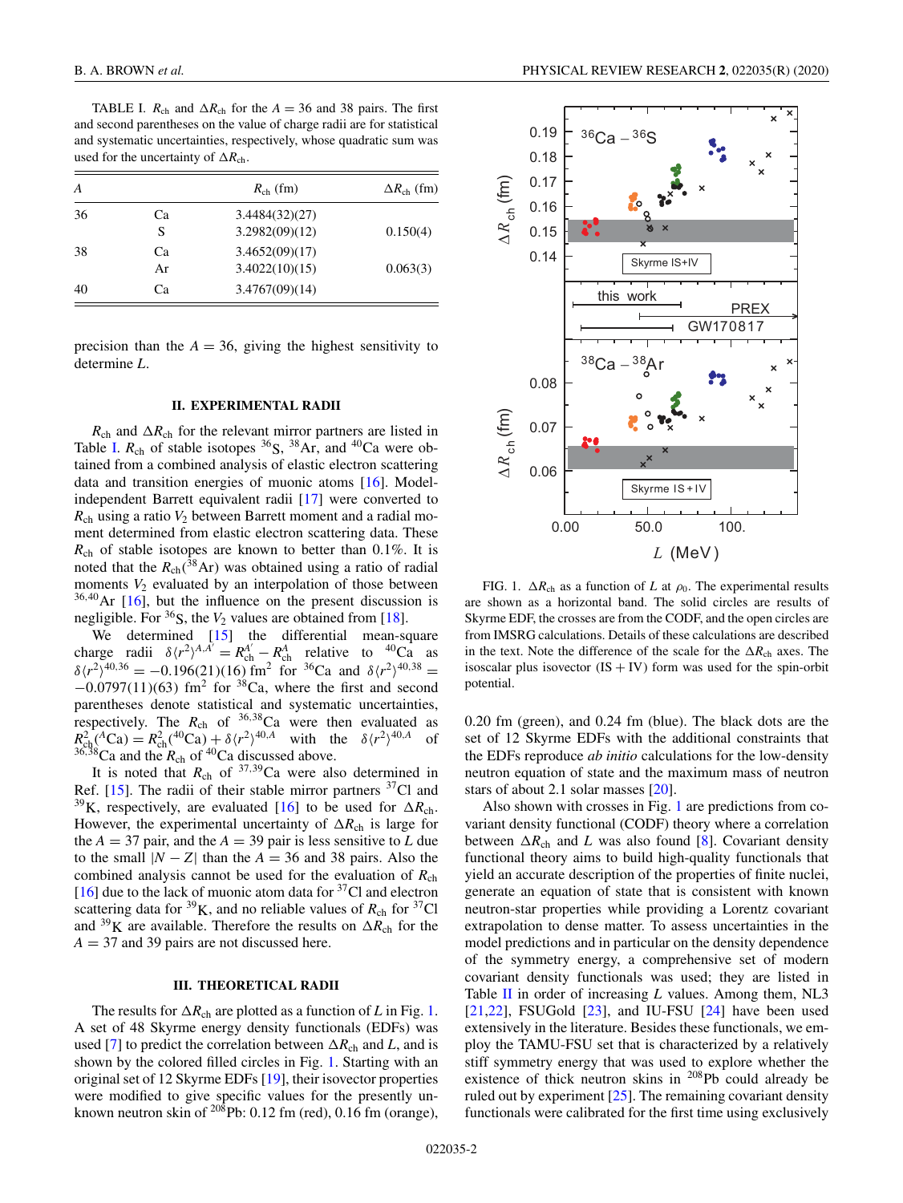TABLE I. $R_{ch}$ and $\Delta R_{ch}$ for the $A = 36$ and 38 pairs. The first and second parentheses on the value of charge radii are for statistical and systematic uncertainties, respectively, whose quadratic sum was used for the uncertainty of $\Delta R_{ch}$.

| $A$ | | $R_{ch}$ (fm) | $\Delta R_{ch}$ (fm) |
|---|---|---|---|
| 36 | Ca | 3.4484(32)(27) | |
| | S | 3.2982(09)(12) | 0.150(4) |
| 38 | Ca | 3.4652(09)(17) | |
| | Ar | 3.4022(10)(15) | 0.063(3) |
| 40 | Ca | 3.4767(09)(14) | |

precision than the $A = 36$, giving the highest sensitivity to determine $L$.

## II. EXPERIMENTAL RADII

$R_{ch}$ and $\Delta R_{ch}$ for the relevant mirror partners are listed in Table I. $R_{ch}$ of stable isotopes $^{36}$S, $^{38}$Ar, and $^{40}$Ca were obtained from a combined analysis of elastic electron scattering data and transition energies of muonic atoms [16]. Model-independent Barrett equivalent radii [17] were converted to $R_{ch}$ using a ratio $V_2$ between Barrett moment and a radial moment determined from elastic electron scattering data. These $R_{ch}$ of stable isotopes are known to better than 0.1%. It is noted that the $R_{ch}(^{38}\text{Ar})$ was obtained using a ratio of radial moments $V_2$ evaluated by an interpolation of those between $^{36,40}$Ar [16], but the influence on the present discussion is negligible. For $^{36}$S, the $V_2$ values are obtained from [18].

We determined [15] the differential mean-square charge radii $\delta\langle r^2\rangle^{A,A'} = R_{ch}^{A'} - R_{ch}^{A}$ relative to $^{40}$Ca as $\delta\langle r^2\rangle^{40,36} = -0.196(21)(16)$ fm$^2$ for $^{36}$Ca and $\delta\langle r^2\rangle^{40,38} = -0.0797(11)(63)$ fm$^2$ for $^{38}$Ca, where the first and second parentheses denote statistical and systematic uncertainties, respectively. The $R_{ch}$ of $^{36,38}$Ca were then evaluated as $R_{ch}^2(^{A}\text{Ca}) = R_{ch}^2(^{40}\text{Ca}) + \delta\langle r^2\rangle^{40,A}$ with the $\delta\langle r^2\rangle^{40,A}$ of $^{36,38}$Ca and the $R_{ch}$ of $^{40}$Ca discussed above.

It is noted that $R_{ch}$ of $^{37,39}$Ca were also determined in Ref. [15]. The radii of their stable mirror partners $^{37}$Cl and $^{39}$K, respectively, are evaluated [16] to be used for $\Delta R_{ch}$. However, the experimental uncertainty of $\Delta R_{ch}$ is large for the $A = 37$ pair, and the $A = 39$ pair is less sensitive to $L$ due to the small $|N - Z|$ than the $A = 36$ and 38 pairs. Also the combined analysis cannot be used for the evaluation of $R_{ch}$ [16] due to the lack of muonic atom data for $^{37}$Cl and electron scattering data for $^{39}$K, and no reliable values of $R_{ch}$ for $^{37}$Cl and $^{39}$K are available. Therefore the results on $\Delta R_{ch}$ for the $A = 37$ and 39 pairs are not discussed here.

## III. THEORETICAL RADII

The results for $\Delta R_{ch}$ are plotted as a function of $L$ in Fig. 1. A set of 48 Skyrme energy density functionals (EDFs) was used [7] to predict the correlation between $\Delta R_{ch}$ and $L$, and is shown by the colored filled circles in Fig. 1. Starting with an original set of 12 Skyrme EDFs [19], their isovector properties were modified to give specific values for the presently unknown neutron skin of $^{208}$Pb: 0.12 fm (red), 0.16 fm (orange), 0.20 fm (green), and 0.24 fm (blue). The black dots are the set of 12 Skyrme EDFs with the additional constraints that the EDFs reproduce *ab initio* calculations for the low-density neutron equation of state and the maximum mass of neutron stars of about 2.1 solar masses [20].

FIG. 1. $\Delta R_{ch}$ as a function of $L$ at $\rho_0$. The experimental results are shown as a horizontal band. The solid circles are results of Skyrme EDF, the crosses are from the CODF, and the open circles are from IMSRG calculations. Details of these calculations are described in the text. Note the difference of the scale for the $\Delta R_{ch}$ axes. The isoscalar plus isovector (IS + IV) form was used for the spin-orbit potential.

Also shown with crosses in Fig. 1 are predictions from covariant density functional (CODF) theory where a correlation between $\Delta R_{ch}$ and $L$ was also found [8]. Covariant density functional theory aims to build high-quality functionals that yield an accurate description of the properties of finite nuclei, generate an equation of state that is consistent with known neutron-star properties while providing a Lorentz covariant extrapolation to dense matter. To assess uncertainties in the model predictions and in particular on the density dependence of the symmetry energy, a comprehensive set of modern covariant density functionals was used; they are listed in Table II in order of increasing $L$ values. Among them, NL3 [21,22], FSUGold [23], and IU-FSU [24] have been used extensively in the literature. Besides these functionals, we employ the TAMU-FSU set that is characterized by a relatively stiff symmetry energy that was used to explore whether the existence of thick neutron skins in $^{208}$Pb could already be ruled out by experiment [25]. The remaining covariant density functionals were calibrated for the first time using exclusively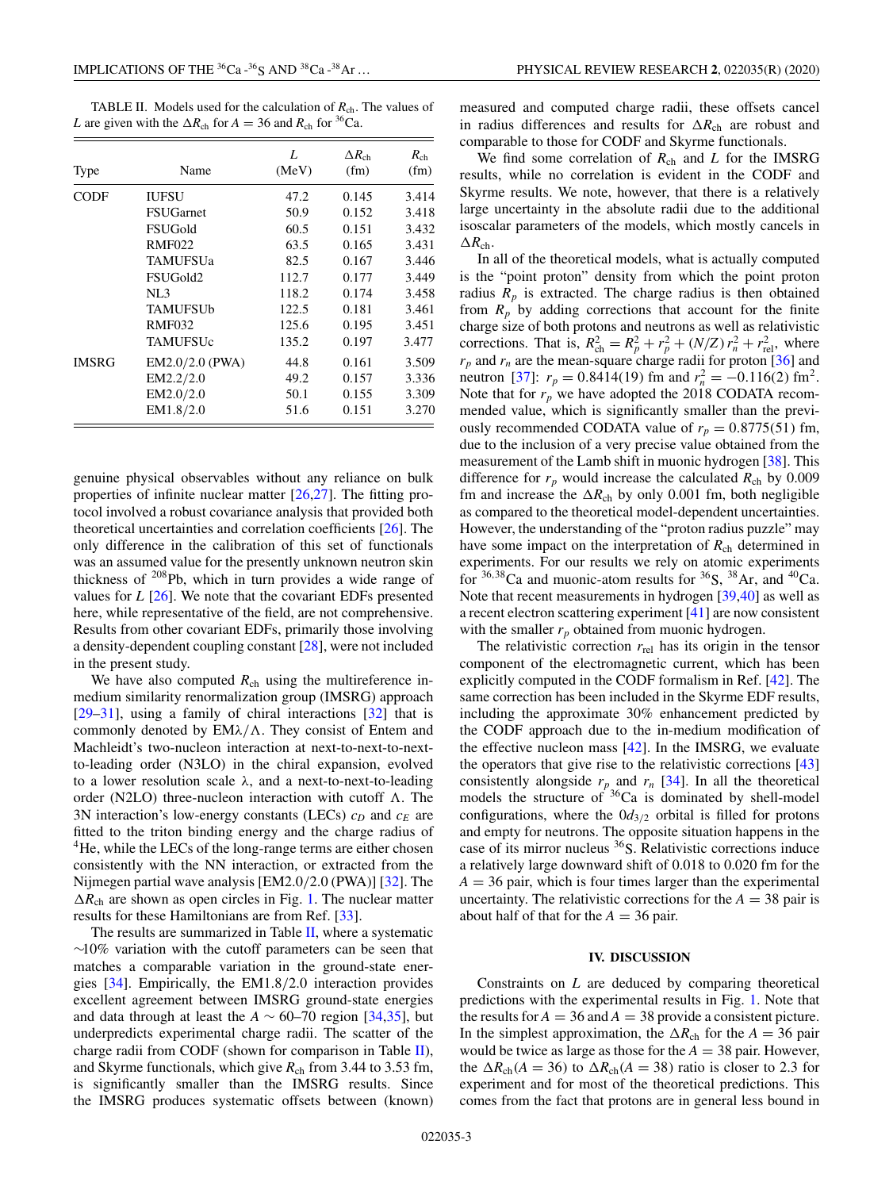TABLE II. Models used for the calculation of $R_{\mathrm{ch}}$. The values of $L$ are given with the $\Delta R_{\mathrm{ch}}$ for $A = 36$ and $R_{\mathrm{ch}}$ for $^{36}$Ca.

| Type | Name | $L$ (MeV) | $\Delta R_{\mathrm{ch}}$ (fm) | $R_{\mathrm{ch}}$ (fm) |
|---|---|---|---|---|
| CODF | IUFSU | 47.2 | 0.145 | 3.414 |
| | FSUGarnet | 50.9 | 0.152 | 3.418 |
| | FSUGold | 60.5 | 0.151 | 3.432 |
| | RMF022 | 63.5 | 0.165 | 3.431 |
| | TAMUFSUa | 82.5 | 0.167 | 3.446 |
| | FSUGold2 | 112.7 | 0.177 | 3.449 |
| | NL3 | 118.2 | 0.174 | 3.458 |
| | TAMUFSUb | 122.5 | 0.181 | 3.461 |
| | RMF032 | 125.6 | 0.195 | 3.451 |
| | TAMUFSUc | 135.2 | 0.197 | 3.477 |
| IMSRG | EM2.0/2.0 (PWA) | 44.8 | 0.161 | 3.509 |
| | EM2.2/2.0 | 49.2 | 0.157 | 3.336 |
| | EM2.0/2.0 | 50.1 | 0.155 | 3.309 |
| | EM1.8/2.0 | 51.6 | 0.151 | 3.270 |

genuine physical observables without any reliance on bulk properties of infinite nuclear matter [26,27]. The fitting protocol involved a robust covariance analysis that provided both theoretical uncertainties and correlation coefficients [26]. The only difference in the calibration of this set of functionals was an assumed value for the presently unknown neutron skin thickness of $^{208}$Pb, which in turn provides a wide range of values for $L$ [26]. We note that the covariant EDFs presented here, while representative of the field, are not comprehensive. Results from other covariant EDFs, primarily those involving a density-dependent coupling constant [28], were not included in the present study.

We have also computed $R_{\mathrm{ch}}$ using the multireference in-medium similarity renormalization group (IMSRG) approach [29–31], using a family of chiral interactions [32] that is commonly denoted by EM$\lambda/\Lambda$. They consist of Entem and Machleidt's two-nucleon interaction at next-to-next-to-next-to-leading order (N3LO) in the chiral expansion, evolved to a lower resolution scale $\lambda$, and a next-to-next-to-leading order (N2LO) three-nucleon interaction with cutoff $\Lambda$. The 3N interaction's low-energy constants (LECs) $c_D$ and $c_E$ are fitted to the triton binding energy and the charge radius of $^4$He, while the LECs of the long-range terms are either chosen consistently with the NN interaction, or extracted from the Nijmegen partial wave analysis [EM2.0/2.0 (PWA)] [32]. The $\Delta R_{\mathrm{ch}}$ are shown as open circles in Fig. 1. The nuclear matter results for these Hamiltonians are from Ref. [33].

The results are summarized in Table II, where a systematic $\sim$10% variation with the cutoff parameters can be seen that matches a comparable variation in the ground-state energies [34]. Empirically, the EM1.8/2.0 interaction provides excellent agreement between IMSRG ground-state energies and data through at least the $A \sim 60$–70 region [34,35], but underpredicts experimental charge radii. The scatter of the charge radii from CODF (shown for comparison in Table II), and Skyrme functionals, which give $R_{\mathrm{ch}}$ from 3.44 to 3.53 fm, is significantly smaller than the IMSRG results. Since the IMSRG produces systematic offsets between (known) measured and computed charge radii, these offsets cancel in radius differences and results for $\Delta R_{\mathrm{ch}}$ are robust and comparable to those for CODF and Skyrme functionals.

We find some correlation of $R_{\mathrm{ch}}$ and $L$ for the IMSRG results, while no correlation is evident in the CODF and Skyrme results. We note, however, that there is a relatively large uncertainty in the absolute radii due to the additional isoscalar parameters of the models, which mostly cancels in $\Delta R_{\mathrm{ch}}$.

In all of the theoretical models, what is actually computed is the "point proton" density from which the point proton radius $R_p$ is extracted. The charge radius is then obtained from $R_p$ by adding corrections that account for the finite charge size of both protons and neutrons as well as relativistic corrections. That is, $R_{\mathrm{ch}}^2 = R_p^2 + r_p^2 + (N/Z)\, r_n^2 + r_{\mathrm{rel}}^2$, where $r_p$ and $r_n$ are the mean-square charge radii for proton [36] and neutron [37]: $r_p = 0.8414(19)$ fm and $r_n^2 = -0.116(2)$ fm$^2$. Note that for $r_p$ we have adopted the 2018 CODATA recommended value, which is significantly smaller than the previously recommended CODATA value of $r_p = 0.8775(51)$ fm, due to the inclusion of a very precise value obtained from the measurement of the Lamb shift in muonic hydrogen [38]. This difference for $r_p$ would increase the calculated $R_{\mathrm{ch}}$ by 0.009 fm and increase the $\Delta R_{\mathrm{ch}}$ by only 0.001 fm, both negligible as compared to the theoretical model-dependent uncertainties. However, the understanding of the "proton radius puzzle" may have some impact on the interpretation of $R_{\mathrm{ch}}$ determined in experiments. For our results we rely on atomic experiments for $^{36,38}$Ca and muonic-atom results for $^{36}$S, $^{38}$Ar, and $^{40}$Ca. Note that recent measurements in hydrogen [39,40] as well as a recent electron scattering experiment [41] are now consistent with the smaller $r_p$ obtained from muonic hydrogen.

The relativistic correction $r_{\mathrm{rel}}$ has its origin in the tensor component of the electromagnetic current, which has been explicitly computed in the CODF formalism in Ref. [42]. The same correction has been included in the Skyrme EDF results, including the approximate 30% enhancement predicted by the CODF approach due to the in-medium modification of the effective nucleon mass [42]. In the IMSRG, we evaluate the operators that give rise to the relativistic corrections [43] consistently alongside $r_p$ and $r_n$ [34]. In all the theoretical models the structure of $^{36}$Ca is dominated by shell-model configurations, where the $0d_{3/2}$ orbital is filled for protons and empty for neutrons. The opposite situation happens in the case of its mirror nucleus $^{36}$S. Relativistic corrections induce a relatively large downward shift of 0.018 to 0.020 fm for the $A = 36$ pair, which is four times larger than the experimental uncertainty. The relativistic corrections for the $A = 38$ pair is about half of that for the $A = 36$ pair.

## IV. DISCUSSION

Constraints on $L$ are deduced by comparing theoretical predictions with the experimental results in Fig. 1. Note that the results for $A = 36$ and $A = 38$ provide a consistent picture. In the simplest approximation, the $\Delta R_{\mathrm{ch}}$ for the $A = 36$ pair would be twice as large as those for the $A = 38$ pair. However, the $\Delta R_{\mathrm{ch}}(A = 36)$ to $\Delta R_{\mathrm{ch}}(A = 38)$ ratio is closer to 2.3 for experiment and for most of the theoretical predictions. This comes from the fact that protons are in general less bound in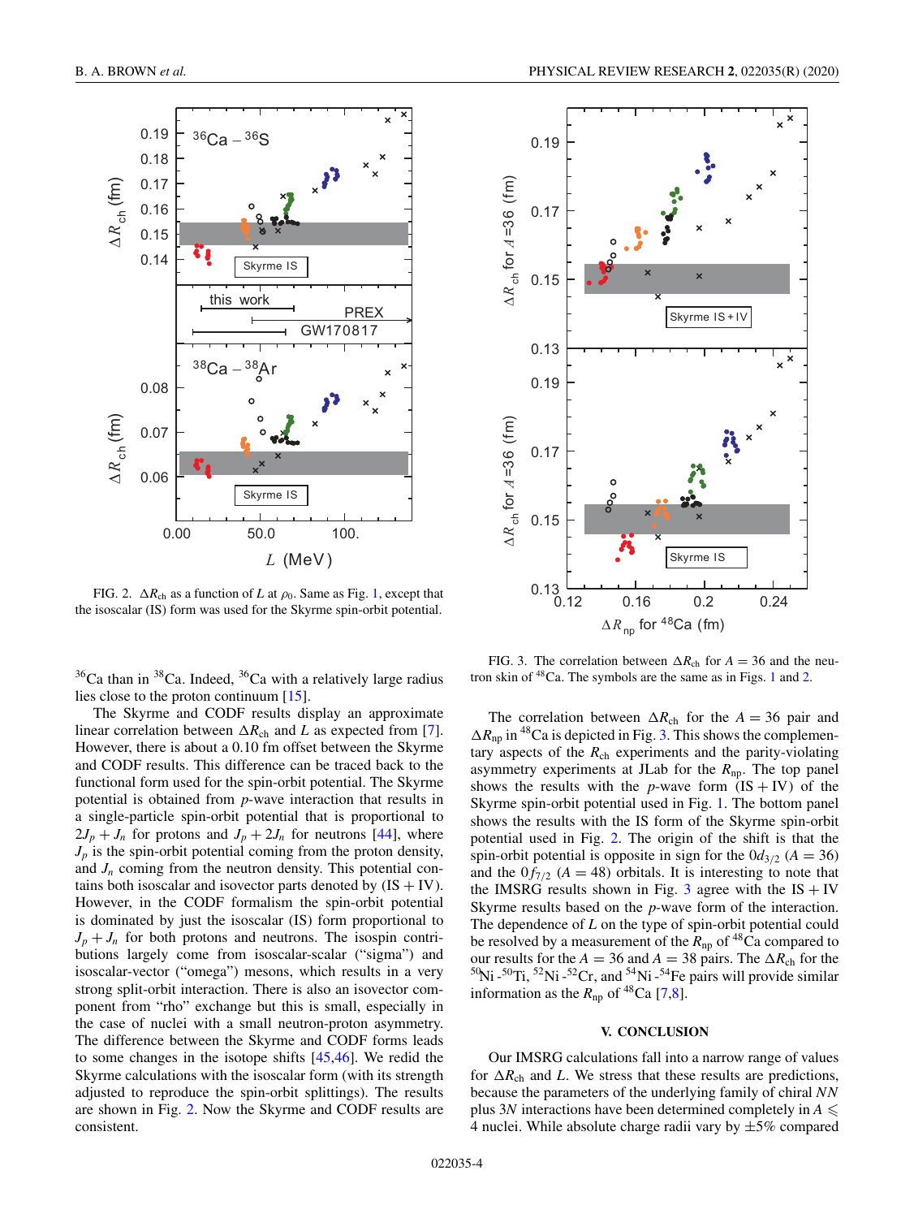FIG. 2. $\Delta R_{\text{ch}}$ as a function of $L$ at $\rho_0$. Same as Fig. 1, except that the isoscalar (IS) form was used for the Skyrme spin-orbit potential.

FIG. 3. The correlation between $\Delta R_{\text{ch}}$ for $A = 36$ and the neutron skin of $^{48}$Ca. The symbols are the same as in Figs. 1 and 2.

$^{36}$Ca than in $^{38}$Ca. Indeed, $^{36}$Ca with a relatively large radius lies close to the proton continuum [15].

The Skyrme and CODF results display an approximate linear correlation between $\Delta R_{\text{ch}}$ and $L$ as expected from [7]. However, there is about a 0.10 fm offset between the Skyrme and CODF results. This difference can be traced back to the functional form used for the spin-orbit potential. The Skyrme potential is obtained from $p$-wave interaction that results in a single-particle spin-orbit potential that is proportional to $2J_p + J_n$ for protons and $J_p + 2J_n$ for neutrons [44], where $J_p$ is the spin-orbit potential coming from the proton density, and $J_n$ coming from the neutron density. This potential contains both isoscalar and isovector parts denoted by (IS + IV). However, in the CODF formalism the spin-orbit potential is dominated by just the isoscalar (IS) form proportional to $J_p + J_n$ for both protons and neutrons. The isospin contributions largely come from isoscalar-scalar ("sigma") and isoscalar-vector ("omega") mesons, which results in a very strong split-orbit interaction. There is also an isovector component from "rho" exchange but this is small, especially in the case of nuclei with a small neutron-proton asymmetry. The difference between the Skyrme and CODF forms leads to some changes in the isotope shifts [45,46]. We redid the Skyrme calculations with the isoscalar form (with its strength adjusted to reproduce the spin-orbit splittings). The results are shown in Fig. 2. Now the Skyrme and CODF results are consistent.

The correlation between $\Delta R_{\text{ch}}$ for the $A = 36$ pair and $\Delta R_{\text{np}}$ in $^{48}$Ca is depicted in Fig. 3. This shows the complementary aspects of the $R_{\text{ch}}$ experiments and the parity-violating asymmetry experiments at JLab for the $R_{\text{np}}$. The top panel shows the results with the $p$-wave form (IS + IV) of the Skyrme spin-orbit potential used in Fig. 1. The bottom panel shows the results with the IS form of the Skyrme spin-orbit potential used in Fig. 2. The origin of the shift is that the spin-orbit potential is opposite in sign for the $0d_{3/2}$ ($A = 36$) and the $0f_{7/2}$ ($A = 48$) orbitals. It is interesting to note that the IMSRG results shown in Fig. 3 agree with the IS + IV Skyrme results based on the $p$-wave form of the interaction. The dependence of $L$ on the type of spin-orbit potential could be resolved by a measurement of the $R_{\text{np}}$ of $^{48}$Ca compared to our results for the $A = 36$ and $A = 38$ pairs. The $\Delta R_{\text{ch}}$ for the $^{50}$Ni-$^{50}$Ti, $^{52}$Ni-$^{52}$Cr, and $^{54}$Ni-$^{54}$Fe pairs will provide similar information as the $R_{\text{np}}$ of $^{48}$Ca [7,8].

## V. CONCLUSION

Our IMSRG calculations fall into a narrow range of values for $\Delta R_{\text{ch}}$ and $L$. We stress that these results are predictions, because the parameters of the underlying family of chiral $NN$ plus $3N$ interactions have been determined completely in $A \leqslant 4$ nuclei. While absolute charge radii vary by $\pm5\%$ compared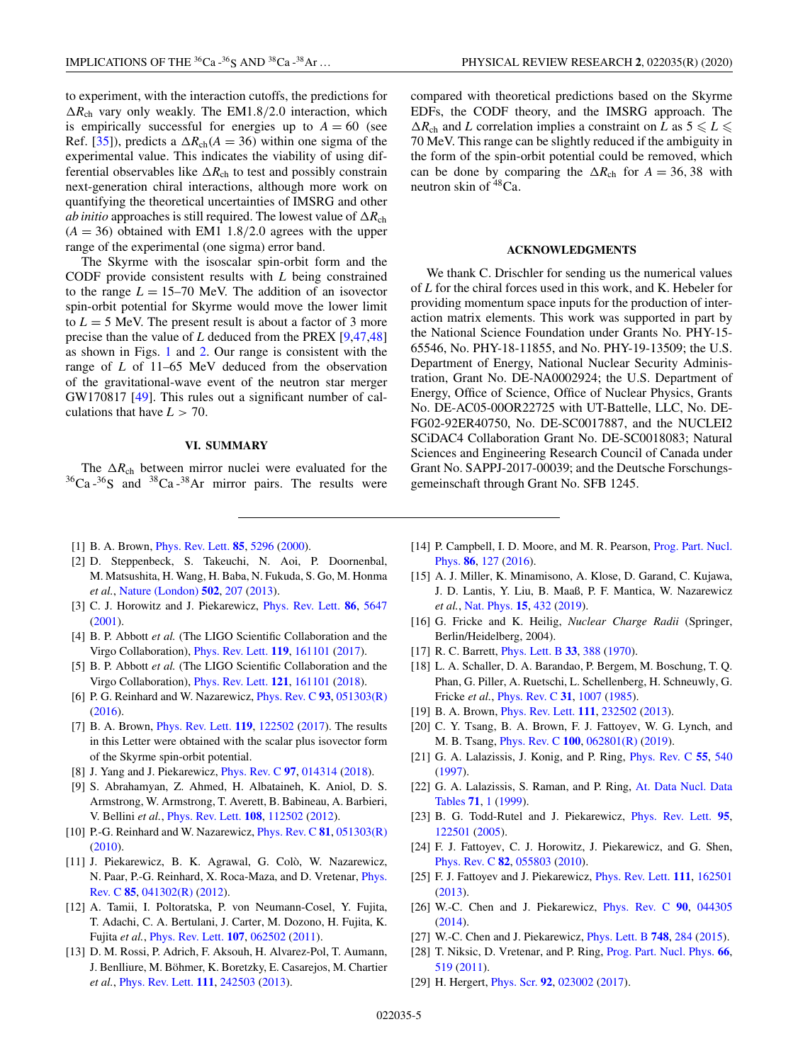to experiment, with the interaction cutoffs, the predictions for $\Delta R_{\rm ch}$ vary only weakly. The EM1.8/2.0 interaction, which is empirically successful for energies up to $A = 60$ (see Ref. [35]), predicts a $\Delta R_{\rm ch}(A = 36)$ within one sigma of the experimental value. This indicates the viability of using differential observables like $\Delta R_{\rm ch}$ to test and possibly constrain next-generation chiral interactions, although more work on quantifying the theoretical uncertainties of IMSRG and other *ab initio* approaches is still required. The lowest value of $\Delta R_{\rm ch}$ ($A = 36$) obtained with EM1 1.8/2.0 agrees with the upper range of the experimental (one sigma) error band.

The Skyrme with the isoscalar spin-orbit form and the CODF provide consistent results with $L$ being constrained to the range $L = 15$–$70$ MeV. The addition of an isovector spin-orbit potential for Skyrme would move the lower limit to $L = 5$ MeV. The present result is about a factor of 3 more precise than the value of $L$ deduced from the PREX [9,47,48] as shown in Figs. 1 and 2. Our range is consistent with the range of $L$ of 11–65 MeV deduced from the observation of the gravitational-wave event of the neutron star merger GW170817 [49]. This rules out a significant number of calculations that have $L > 70$.

## VI. SUMMARY

The $\Delta R_{\rm ch}$ between mirror nuclei were evaluated for the $^{36}$Ca-$^{36}$S and $^{38}$Ca-$^{38}$Ar mirror pairs. The results were compared with theoretical predictions based on the Skyrme EDFs, the CODF theory, and the IMSRG approach. The $\Delta R_{\rm ch}$ and $L$ correlation implies a constraint on $L$ as $5 \leqslant L \leqslant 70$ MeV. This range can be slightly reduced if the ambiguity in the form of the spin-orbit potential could be removed, which can be done by comparing the $\Delta R_{\rm ch}$ for $A = 36, 38$ with neutron skin of $^{48}$Ca.

## ACKNOWLEDGMENTS

We thank C. Drischler for sending us the numerical values of $L$ for the chiral forces used in this work, and K. Hebeler for providing momentum space inputs for the production of interaction matrix elements. This work was supported in part by the National Science Foundation under Grants No. PHY-15-65546, No. PHY-18-11855, and No. PHY-19-13509; the U.S. Department of Energy, National Nuclear Security Administration, Grant No. DE-NA0002924; the U.S. Department of Energy, Office of Science, Office of Nuclear Physics, Grants No. DE-AC05-00OR22725 with UT-Battelle, LLC, No. DE-FG02-92ER40750, No. DE-SC0017887, and the NUCLEI2 SCiDAC4 Collaboration Grant No. DE-SC0018083; Natural Sciences and Engineering Research Council of Canada under Grant No. SAPPJ-2017-00039; and the Deutsche Forschungsgemeinschaft through Grant No. SFB 1245.

---

[1] B. A. Brown, Phys. Rev. Lett. **85**, 5296 (2000).

[2] D. Steppenbeck, S. Takeuchi, N. Aoi, P. Doornenbal, M. Matsushita, H. Wang, H. Baba, N. Fukuda, S. Go, M. Honma *et al.*, Nature (London) **502**, 207 (2013).

[3] C. J. Horowitz and J. Piekarewicz, Phys. Rev. Lett. **86**, 5647 (2001).

[4] B. P. Abbott *et al.* (The LIGO Scientific Collaboration and the Virgo Collaboration), Phys. Rev. Lett. **119**, 161101 (2017).

[5] B. P. Abbott *et al.* (The LIGO Scientific Collaboration and the Virgo Collaboration), Phys. Rev. Lett. **121**, 161101 (2018).

[6] P. G. Reinhard and W. Nazarewicz, Phys. Rev. C **93**, 051303(R) (2016).

[7] B. A. Brown, Phys. Rev. Lett. **119**, 122502 (2017). The results in this Letter were obtained with the scalar plus isovector form of the Skyrme spin-orbit potential.

[8] J. Yang and J. Piekarewicz, Phys. Rev. C **97**, 014314 (2018).

[9] S. Abrahamyan, Z. Ahmed, H. Albataineh, K. Aniol, D. S. Armstrong, W. Armstrong, T. Averett, B. Babineau, A. Barbieri, V. Bellini *et al.*, Phys. Rev. Lett. **108**, 112502 (2012).

[10] P.-G. Reinhard and W. Nazarewicz, Phys. Rev. C **81**, 051303(R) (2010).

[11] J. Piekarewicz, B. K. Agrawal, G. Colò, W. Nazarewicz, N. Paar, P.-G. Reinhard, X. Roca-Maza, and D. Vretenar, Phys. Rev. C **85**, 041302(R) (2012).

[12] A. Tamii, I. Poltoratska, P. von Neumann-Cosel, Y. Fujita, T. Adachi, C. A. Bertulani, J. Carter, M. Dozono, H. Fujita, K. Fujita *et al.*, Phys. Rev. Lett. **107**, 062502 (2011).

[13] D. M. Rossi, P. Adrich, F. Aksouh, H. Alvarez-Pol, T. Aumann, J. Benlliure, M. Böhmer, K. Boretzky, E. Casarejos, M. Chartier *et al.*, Phys. Rev. Lett. **111**, 242503 (2013).

[14] P. Campbell, I. D. Moore, and M. R. Pearson, Prog. Part. Nucl. Phys. **86**, 127 (2016).

[15] A. J. Miller, K. Minamisono, A. Klose, D. Garand, C. Kujawa, J. D. Lantis, Y. Liu, B. Maaß, P. F. Mantica, W. Nazarewicz *et al.*, Nat. Phys. **15**, 432 (2019).

[16] G. Fricke and K. Heilig, *Nuclear Charge Radii* (Springer, Berlin/Heidelberg, 2004).

[17] R. C. Barrett, Phys. Lett. B **33**, 388 (1970).

[18] L. A. Schaller, D. A. Barandao, P. Bergem, M. Boschung, T. Q. Phan, G. Piller, A. Ruetschi, L. Schellenberg, H. Schneuwly, G. Fricke *et al.*, Phys. Rev. C **31**, 1007 (1985).

[19] B. A. Brown, Phys. Rev. Lett. **111**, 232502 (2013).

[20] C. Y. Tsang, B. A. Brown, F. J. Fattoyev, W. G. Lynch, and M. B. Tsang, Phys. Rev. C **100**, 062801(R) (2019).

[21] G. A. Lalazissis, J. Konig, and P. Ring, Phys. Rev. C **55**, 540 (1997).

[22] G. A. Lalazissis, S. Raman, and P. Ring, At. Data Nucl. Data Tables **71**, 1 (1999).

[23] B. G. Todd-Rutel and J. Piekarewicz, Phys. Rev. Lett. **95**, 122501 (2005).

[24] F. J. Fattoyev, C. J. Horowitz, J. Piekarewicz, and G. Shen, Phys. Rev. C **82**, 055803 (2010).

[25] F. J. Fattoyev and J. Piekarewicz, Phys. Rev. Lett. **111**, 162501 (2013).

[26] W.-C. Chen and J. Piekarewicz, Phys. Rev. C **90**, 044305 (2014).

[27] W.-C. Chen and J. Piekarewicz, Phys. Lett. B **748**, 284 (2015).

[28] T. Niksic, D. Vretenar, and P. Ring, Prog. Part. Nucl. Phys. **66**, 519 (2011).

[29] H. Hergert, Phys. Scr. **92**, 023002 (2017).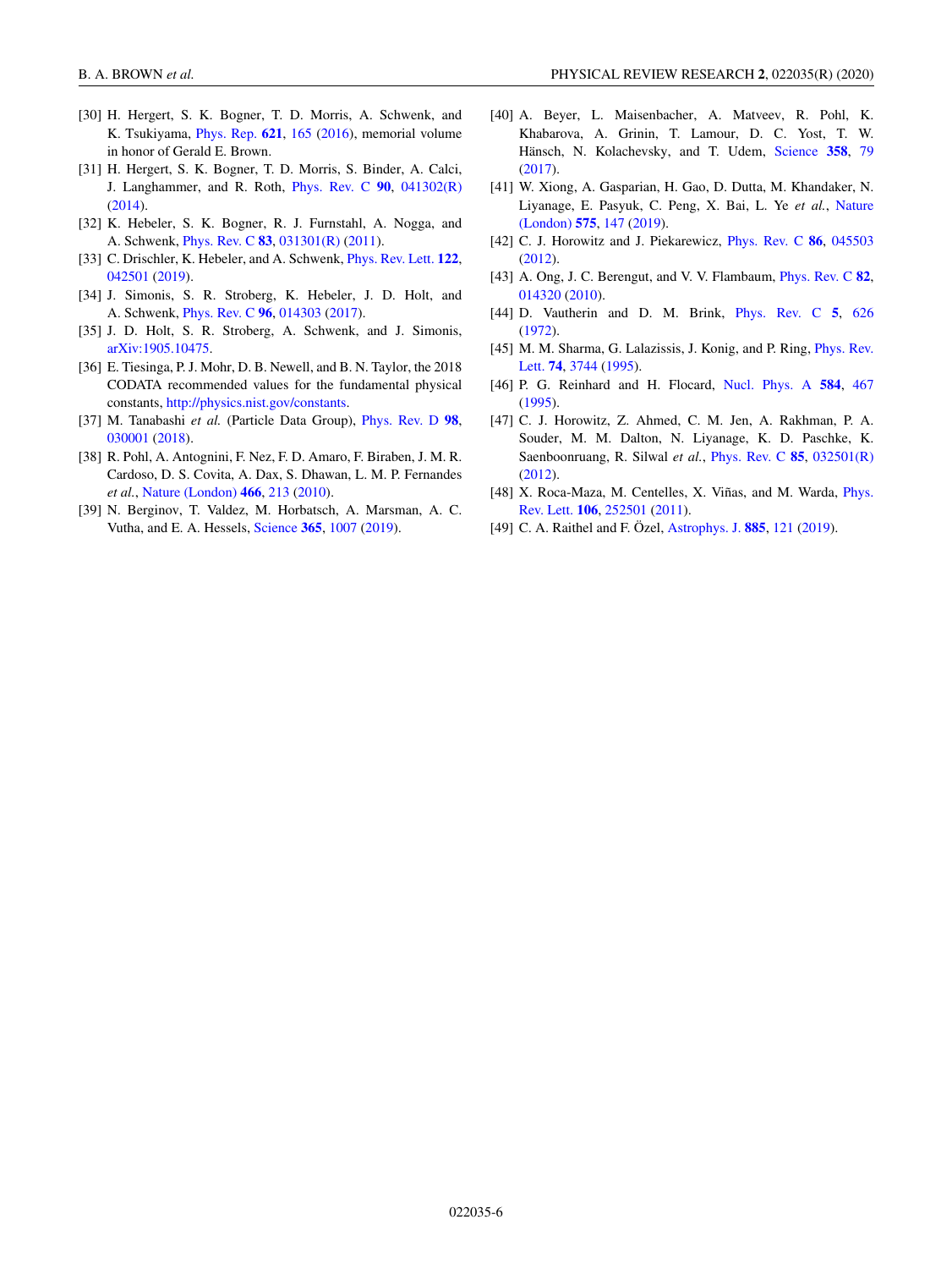[30] H. Hergert, S. K. Bogner, T. D. Morris, A. Schwenk, and K. Tsukiyama, Phys. Rep. **621**, 165 (2016), memorial volume in honor of Gerald E. Brown.

[31] H. Hergert, S. K. Bogner, T. D. Morris, S. Binder, A. Calci, J. Langhammer, and R. Roth, Phys. Rev. C **90**, 041302(R) (2014).

[32] K. Hebeler, S. K. Bogner, R. J. Furnstahl, A. Nogga, and A. Schwenk, Phys. Rev. C **83**, 031301(R) (2011).

[33] C. Drischler, K. Hebeler, and A. Schwenk, Phys. Rev. Lett. **122**, 042501 (2019).

[34] J. Simonis, S. R. Stroberg, K. Hebeler, J. D. Holt, and A. Schwenk, Phys. Rev. C **96**, 014303 (2017).

[35] J. D. Holt, S. R. Stroberg, A. Schwenk, and J. Simonis, arXiv:1905.10475.

[36] E. Tiesinga, P. J. Mohr, D. B. Newell, and B. N. Taylor, the 2018 CODATA recommended values for the fundamental physical constants, http://physics.nist.gov/constants.

[37] M. Tanabashi *et al.* (Particle Data Group), Phys. Rev. D **98**, 030001 (2018).

[38] R. Pohl, A. Antognini, F. Nez, F. D. Amaro, F. Biraben, J. M. R. Cardoso, D. S. Covita, A. Dax, S. Dhawan, L. M. P. Fernandes *et al.*, Nature (London) **466**, 213 (2010).

[39] N. Berginov, T. Valdez, M. Horbatsch, A. Marsman, A. C. Vutha, and E. A. Hessels, Science **365**, 1007 (2019).

[40] A. Beyer, L. Maisenbacher, A. Matveev, R. Pohl, K. Khabarova, A. Grinin, T. Lamour, D. C. Yost, T. W. Hänsch, N. Kolachevsky, and T. Udem, Science **358**, 79 (2017).

[41] W. Xiong, A. Gasparian, H. Gao, D. Dutta, M. Khandaker, N. Liyanage, E. Pasyuk, C. Peng, X. Bai, L. Ye *et al.*, Nature (London) **575**, 147 (2019).

[42] C. J. Horowitz and J. Piekarewicz, Phys. Rev. C **86**, 045503 (2012).

[43] A. Ong, J. C. Berengut, and V. V. Flambaum, Phys. Rev. C **82**, 014320 (2010).

[44] D. Vautherin and D. M. Brink, Phys. Rev. C **5**, 626 (1972).

[45] M. M. Sharma, G. Lalazissis, J. Konig, and P. Ring, Phys. Rev. Lett. **74**, 3744 (1995).

[46] P. G. Reinhard and H. Flocard, Nucl. Phys. A **584**, 467 (1995).

[47] C. J. Horowitz, Z. Ahmed, C. M. Jen, A. Rakhman, P. A. Souder, M. M. Dalton, N. Liyanage, K. D. Paschke, K. Saenboonruang, R. Silwal *et al.*, Phys. Rev. C **85**, 032501(R) (2012).

[48] X. Roca-Maza, M. Centelles, X. Viñas, and M. Warda, Phys. Rev. Lett. **106**, 252501 (2011).

[49] C. A. Raithel and F. Özel, Astrophys. J. **885**, 121 (2019).